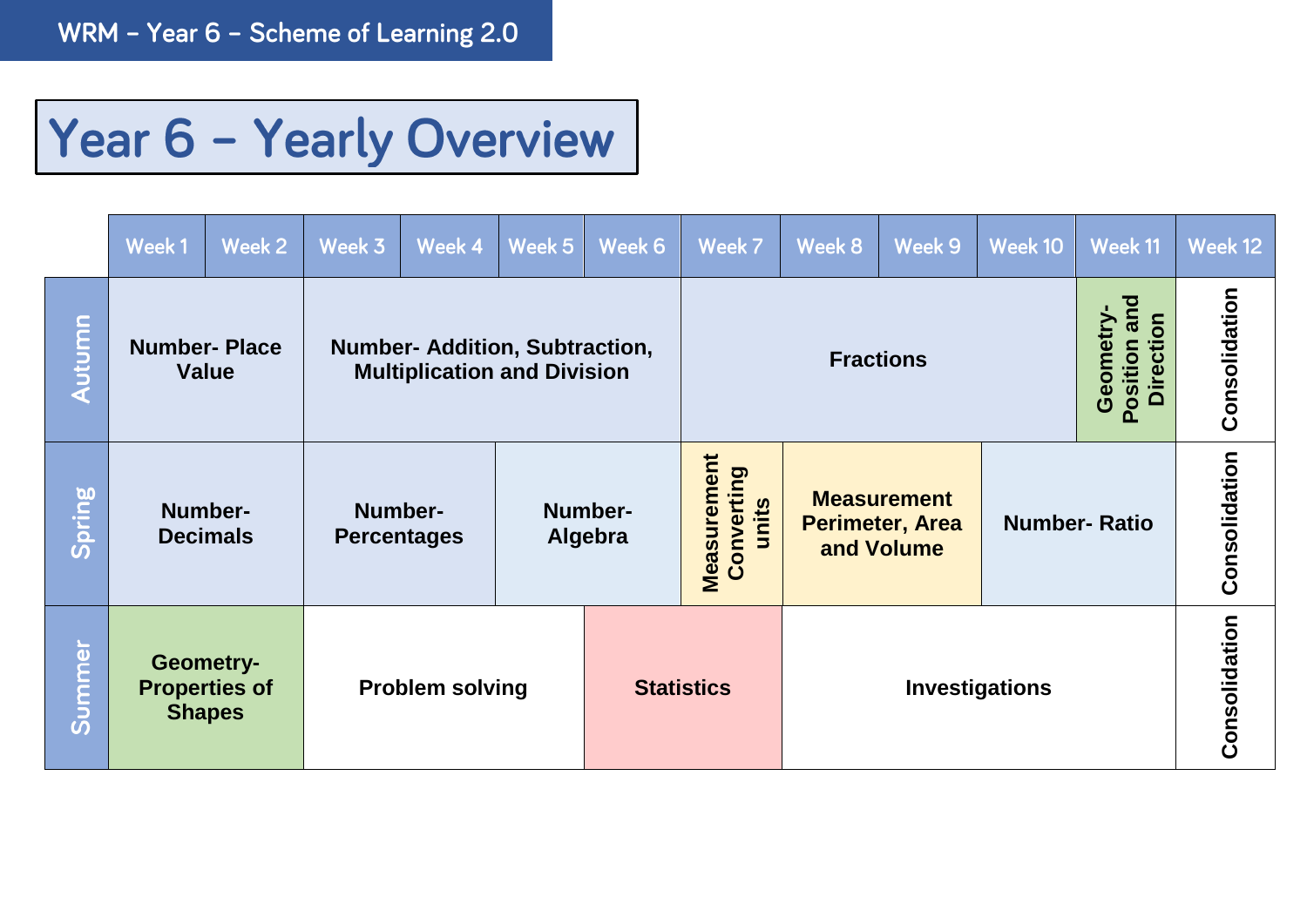# Year 6 – Yearly Overview

| | Week 1 | Week 2 | Week 3 | Week 4 | Week 5 | Week 6 | Week 7 | Week 8 | Week 9 | Week 10 | Week 11 | Week 12 |
|---|---|---|---|---|---|---|---|---|---|---|---|---|
| Autumn | **Number- Place Value** | | **Number- Addition, Subtraction, Multiplication and Division** | | | | **Fractions** | | | | **Geometry- Position and Direction** | **Consolidation** |
| Spring | **Number- Decimals** | | **Number- Percentages** | | **Number- Algebra** | | **Measurement Converting units** | **Measurement Perimeter, Area and Volume** | | **Number- Ratio** | | **Consolidation** |
| Summer | **Geometry- Properties of Shapes** | | **Problem solving** | | | **Statistics** | | **Investigations** | | | | **Consolidation** |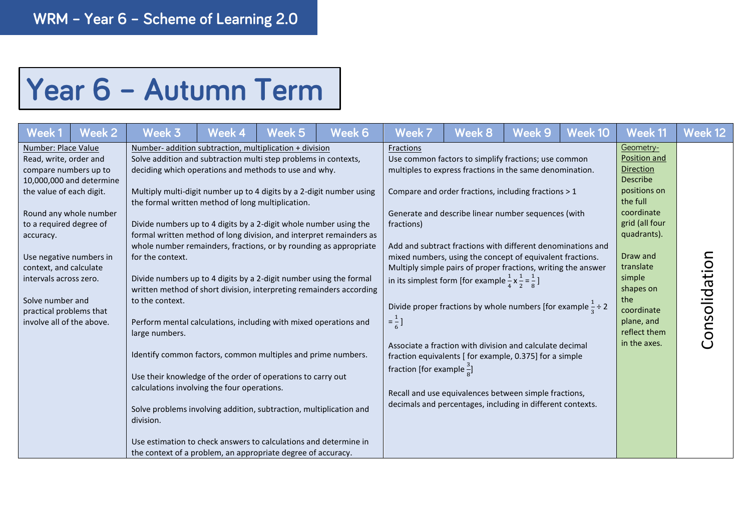WRM – Year 6 – Scheme of Learning 2.0

# Year 6 – Autumn Term

| Week 1 | Week 2 | Week 3 | Week 4 | Week 5 | Week 6 | Week 7 | Week 8 | Week 9 | Week 10 | Week 11 | Week 12 |
|---|---|---|---|---|---|---|---|---|---|---|---|
| Number: Place Value<br>Read, write, order and compare numbers up to 10,000,000 and determine the value of each digit.<br><br>Round any whole number to a required degree of accuracy.<br><br>Use negative numbers in context, and calculate intervals across zero.<br><br>Solve number and practical problems that involve all of the above. | | Number- addition subtraction, multiplication + division<br>Solve addition and subtraction multi step problems in contexts, deciding which operations and methods to use and why.<br><br>Multiply multi-digit number up to 4 digits by a 2-digit number using the formal written method of long multiplication.<br><br>Divide numbers up to 4 digits by a 2-digit whole number using the formal written method of long division, and interpret remainders as whole number remainders, fractions, or by rounding as appropriate for the context.<br><br>Divide numbers up to 4 digits by a 2-digit number using the formal written method of short division, interpreting remainders according to the context.<br><br>Perform mental calculations, including with mixed operations and large numbers.<br><br>Identify common factors, common multiples and prime numbers.<br><br>Use their knowledge of the order of operations to carry out calculations involving the four operations.<br><br>Solve problems involving addition, subtraction, multiplication and division.<br><br>Use estimation to check answers to calculations and determine in the context of a problem, an appropriate degree of accuracy. | | | | Fractions<br>Use common factors to simplify fractions; use common multiples to express fractions in the same denomination.<br><br>Compare and order fractions, including fractions > 1<br><br>Generate and describe linear number sequences (with fractions)<br><br>Add and subtract fractions with different denominations and mixed numbers, using the concept of equivalent fractions. Multiply simple pairs of proper fractions, writing the answer in its simplest form [for example $\frac{1}{4} \times \frac{1}{2} = \frac{1}{8}$]<br><br>Divide proper fractions by whole numbers [for example $\frac{1}{3} \div 2 = \frac{1}{6}$]<br><br>Associate a fraction with division and calculate decimal fraction equivalents [ for example, 0.375] for a simple fraction [for example $\frac{3}{8}$]<br><br>Recall and use equivalences between simple fractions, decimals and percentages, including in different contexts. | | | | Geometry- Position and Direction<br>Describe positions on the full coordinate grid (all four quadrants).<br><br>Draw and translate simple shapes on the coordinate plane, and reflect them in the axes. | Consolidation |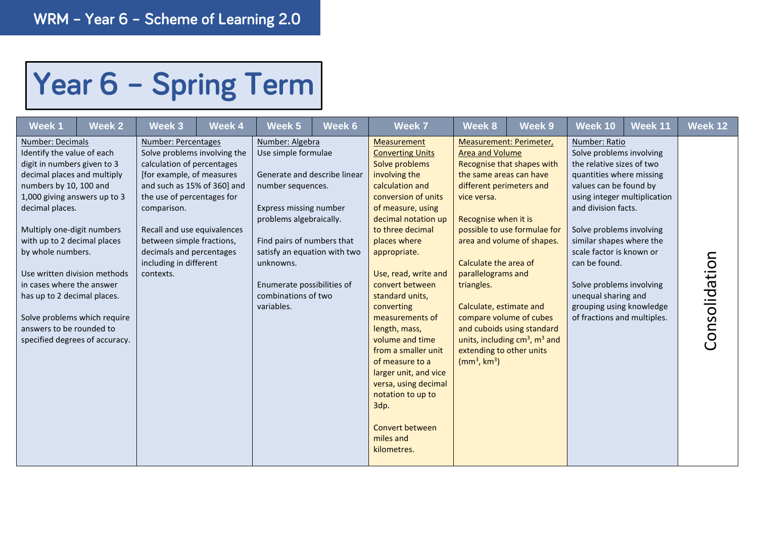WRM – Year 6 – Scheme of Learning 2.0

# Year 6 – Spring Term

| Week 1 | Week 2 | Week 3 | Week 4 | Week 5 | Week 6 | Week 7 | Week 8 | Week 9 | Week 10 | Week 11 | Week 12 |
|---|---|---|---|---|---|---|---|---|---|---|---|
| Number: Decimals<br>Identify the value of each digit in numbers given to 3 decimal places and multiply numbers by 10, 100 and 1,000 giving answers up to 3 decimal places.<br><br>Multiply one-digit numbers with up to 2 decimal places by whole numbers.<br><br>Use written division methods in cases where the answer has up to 2 decimal places.<br><br>Solve problems which require answers to be rounded to specified degrees of accuracy. | | Number: Percentages<br>Solve problems involving the calculation of percentages [for example, of measures and such as 15% of 360] and the use of percentages for comparison.<br><br>Recall and use equivalences between simple fractions, decimals and percentages including in different contexts. | | Number: Algebra<br>Use simple formulae<br><br>Generate and describe linear number sequences.<br><br>Express missing number problems algebraically.<br><br>Find pairs of numbers that satisfy an equation with two unknowns.<br><br>Enumerate possibilities of combinations of two variables. | | Measurement<br>Converting Units<br>Solve problems involving the calculation and conversion of units of measure, using decimal notation up to three decimal places where appropriate.<br><br>Use, read, write and convert between standard units, converting measurements of length, mass, volume and time from a smaller unit of measure to a larger unit, and vice versa, using decimal notation to up to 3dp.<br><br>Convert between miles and kilometres. | Measurement: Perimeter, Area and Volume<br>Recognise that shapes with the same areas can have different perimeters and vice versa.<br><br>Recognise when it is possible to use formulae for area and volume of shapes.<br><br>Calculate the area of parallelograms and triangles.<br><br>Calculate, estimate and compare volume of cubes and cuboids using standard units, including $cm^3$, $m^3$ and extending to other units ($mm^3$, $km^3$) | | Number: Ratio<br>Solve problems involving the relative sizes of two quantities where missing values can be found by using integer multiplication and division facts.<br><br>Solve problems involving similar shapes where the scale factor is known or can be found.<br><br>Solve problems involving unequal sharing and grouping using knowledge of fractions and multiples. | | Consolidation |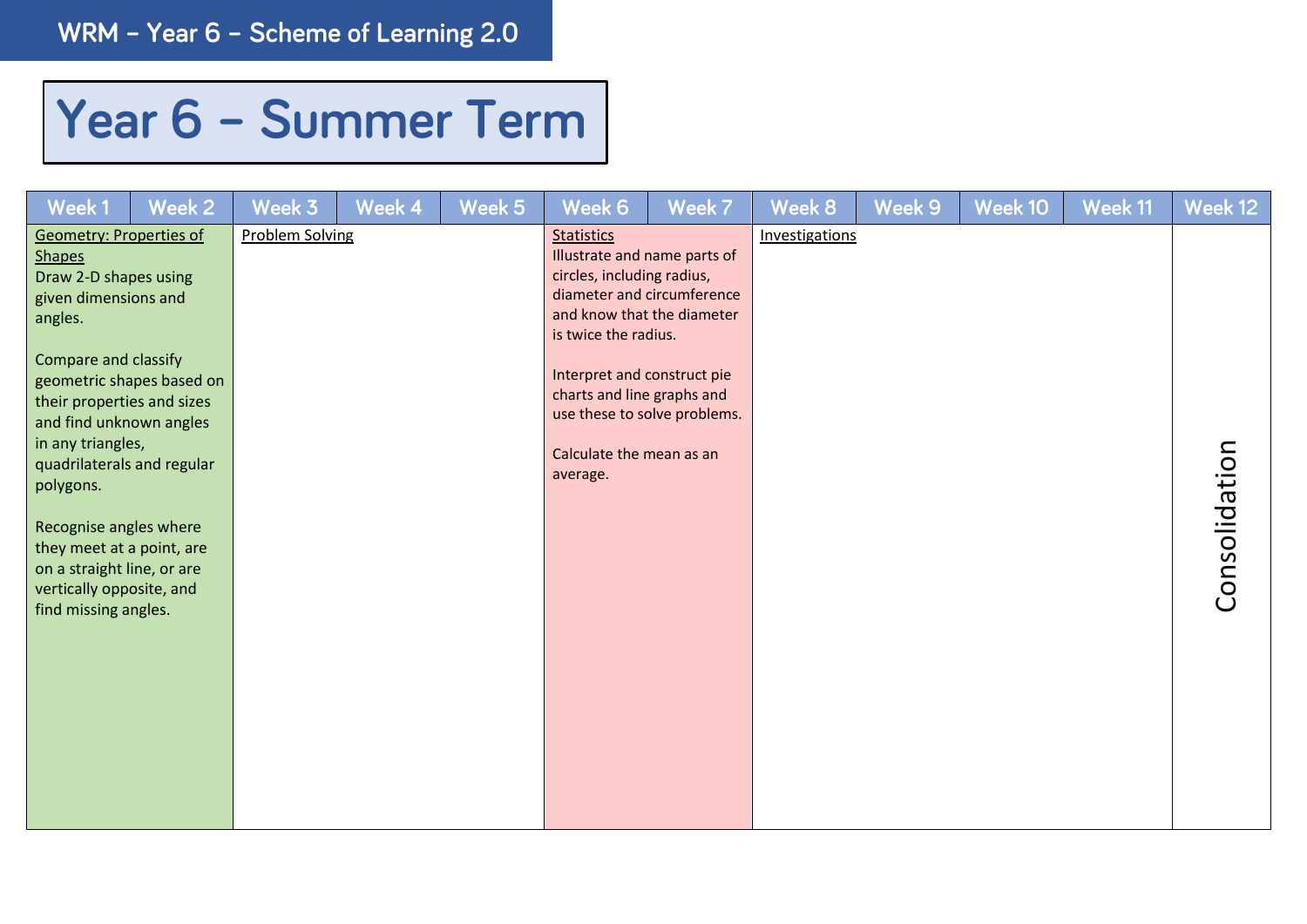WRM – Year 6 – Scheme of Learning 2.0

# Year 6 – Summer Term

| Week 1 | Week 2 | Week 3 | Week 4 | Week 5 | Week 6 | Week 7 | Week 8 | Week 9 | Week 10 | Week 11 | Week 12 |
|---|---|---|---|---|---|---|---|---|---|---|---|
| Geometry: Properties of Shapes<br>Draw 2-D shapes using given dimensions and angles.<br><br>Compare and classify geometric shapes based on their properties and sizes and find unknown angles in any triangles, quadrilaterals and regular polygons.<br><br>Recognise angles where they meet at a point, are on a straight line, or are vertically opposite, and find missing angles. | | Problem Solving | | | Statistics<br>Illustrate and name parts of circles, including radius, diameter and circumference and know that the diameter is twice the radius.<br><br>Interpret and construct pie charts and line graphs and use these to solve problems.<br><br>Calculate the mean as an average. | | Investigations | | | | Consolidation |